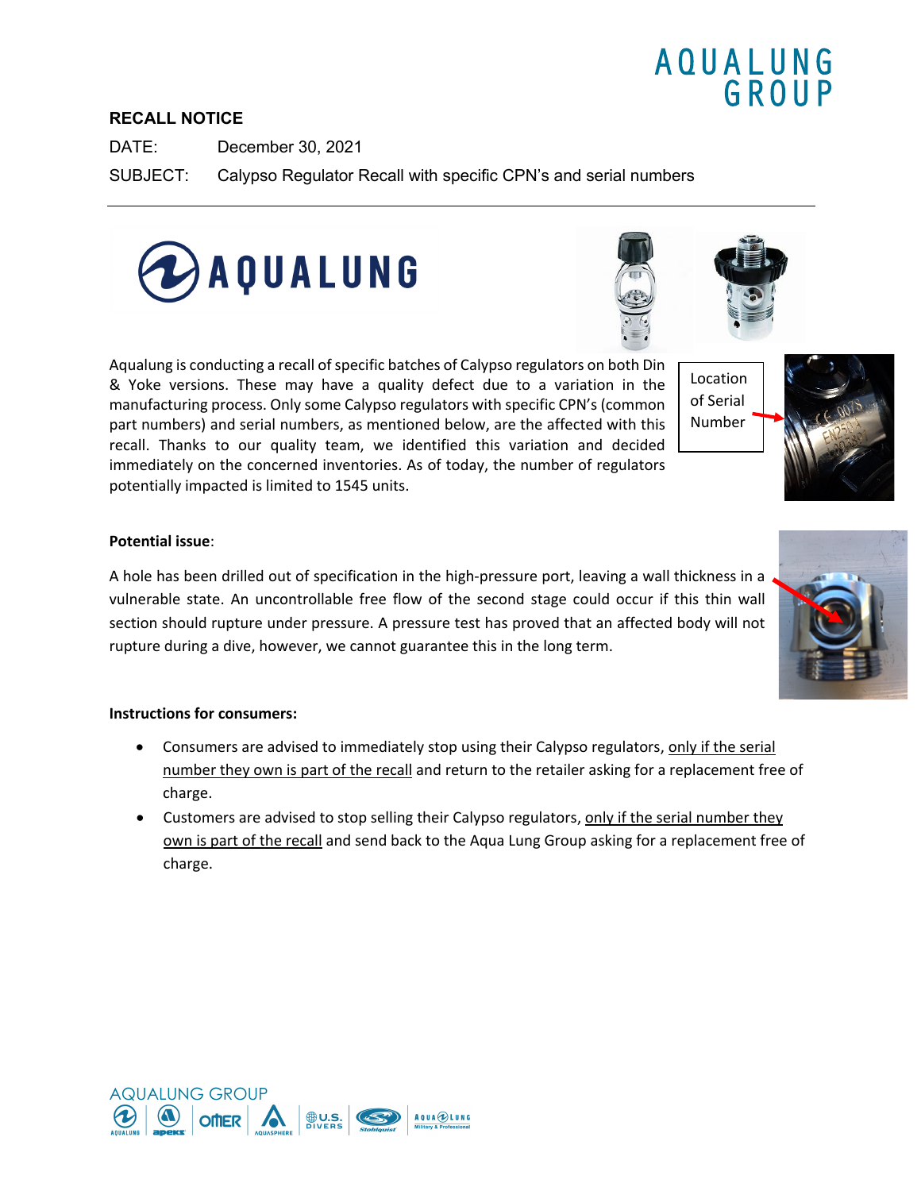**RECALL NOTICE**

DATE: December 30, 2021

SUBJECT: Calypso Regulator Recall with specific CPN's and serial numbers

Aqualung is conducting a recall of specific batches of Calypso regulators on both Din & Yoke versions. These may have a quality defect due to a variation in the manufacturing process. Only some Calypso regulators with specific CPN's (common part numbers) and serial numbers, as mentioned below, are the affected with this recall. Thanks to our quality team, we identified this variation and decided immediately on the concerned inventories. As of today, the number of regulators potentially impacted is limited to 1545 units.

Location of Serial Number

**Potential issue**:

A hole has been drilled out of specification in the high-pressure port, leaving a wall thickness in a vulnerable state. An uncontrollable free flow of the second stage could occur if this thin wall section should rupture under pressure. A pressure test has proved that an affected body will not rupture during a dive, however, we cannot guarantee this in the long term.

**Instructions for consumers:**

- Consumers are advised to immediately stop using their Calypso regulators, <u>only if the serial number they own is part of the recall</u> and return to the retailer asking for a replacement free of charge.
- Customers are advised to stop selling their Calypso regulators, <u>only if the serial number they own is part of the recall</u> and send back to the Aqua Lung Group asking for a replacement free of charge.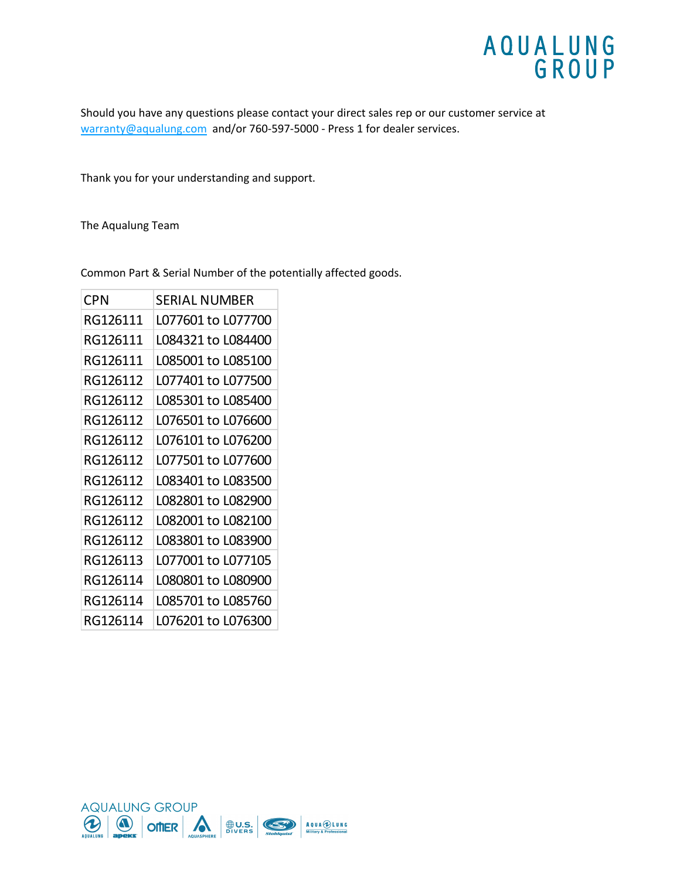Should you have any questions please contact your direct sales rep or our customer service at warranty@aqualung.com and/or 760-597-5000 - Press 1 for dealer services.

Thank you for your understanding and support.

The Aqualung Team

Common Part & Serial Number of the potentially affected goods.

| CPN | SERIAL NUMBER |
|---|---|
| RG126111 | L077601 to L077700 |
| RG126111 | L084321 to L084400 |
| RG126111 | L085001 to L085100 |
| RG126112 | L077401 to L077500 |
| RG126112 | L085301 to L085400 |
| RG126112 | L076501 to L076600 |
| RG126112 | L076101 to L076200 |
| RG126112 | L077501 to L077600 |
| RG126112 | L083401 to L083500 |
| RG126112 | L082801 to L082900 |
| RG126112 | L082001 to L082100 |
| RG126112 | L083801 to L083900 |
| RG126113 | L077001 to L077105 |
| RG126114 | L080801 to L080900 |
| RG126114 | L085701 to L085760 |
| RG126114 | L076201 to L076300 |